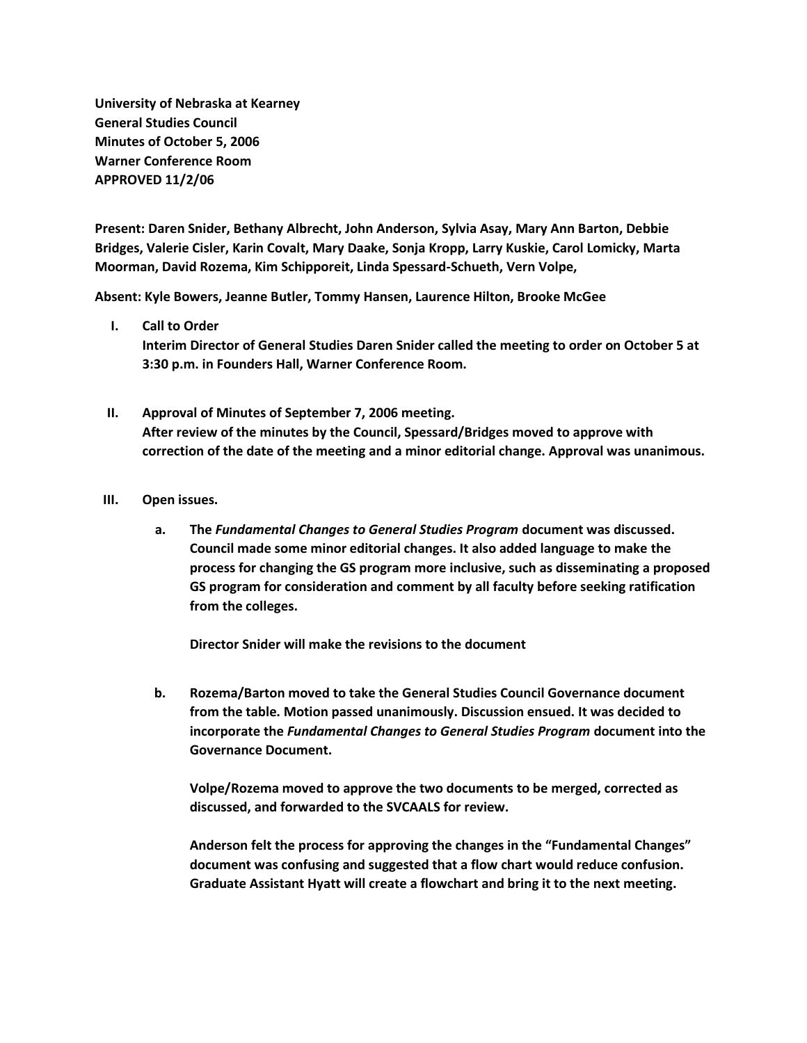**University of Nebraska at Kearney**
**General Studies Council**
**Minutes of October 5, 2006**
**Warner Conference Room**
**APPROVED 11/2/06**

**Present: Daren Snider, Bethany Albrecht, John Anderson, Sylvia Asay, Mary Ann Barton, Debbie Bridges, Valerie Cisler, Karin Covalt, Mary Daake, Sonja Kropp, Larry Kuskie, Carol Lomicky, Marta Moorman, David Rozema, Kim Schipporeit, Linda Spessard-Schueth, Vern Volpe,**

**Absent: Kyle Bowers, Jeanne Butler, Tommy Hansen, Laurence Hilton, Brooke McGee**

I. **Call to Order**
   **Interim Director of General Studies Daren Snider called the meeting to order on October 5 at 3:30 p.m. in Founders Hall, Warner Conference Room.**

II. **Approval of Minutes of September 7, 2006 meeting.**
   **After review of the minutes by the Council, Spessard/Bridges moved to approve with correction of the date of the meeting and a minor editorial change. Approval was unanimous.**

III. **Open issues.**

   a. **The *Fundamental Changes to General Studies Program* document was discussed. Council made some minor editorial changes. It also added language to make the process for changing the GS program more inclusive, such as disseminating a proposed GS program for consideration and comment by all faculty before seeking ratification from the colleges.**

      **Director Snider will make the revisions to the document**

   b. **Rozema/Barton moved to take the General Studies Council Governance document from the table. Motion passed unanimously. Discussion ensued. It was decided to incorporate the *Fundamental Changes to General Studies Program* document into the Governance Document.**

      **Volpe/Rozema moved to approve the two documents to be merged, corrected as discussed, and forwarded to the SVCAALS for review.**

      **Anderson felt the process for approving the changes in the "Fundamental Changes" document was confusing and suggested that a flow chart would reduce confusion. Graduate Assistant Hyatt will create a flowchart and bring it to the next meeting.**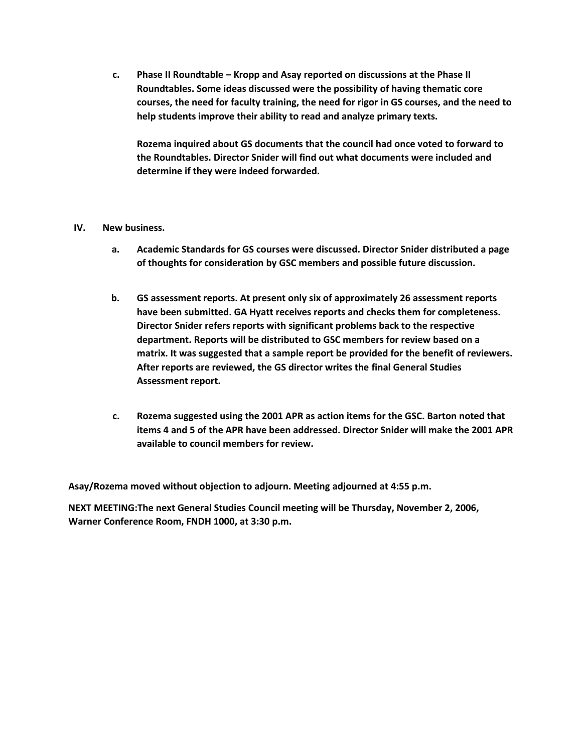c. **Phase II Roundtable – Kropp and Asay reported on discussions at the Phase II Roundtables. Some ideas discussed were the possibility of having thematic core courses, the need for faculty training, the need for rigor in GS courses, and the need to help students improve their ability to read and analyze primary texts.**

   **Rozema inquired about GS documents that the council had once voted to forward to the Roundtables. Director Snider will find out what documents were included and determine if they were indeed forwarded.**

**IV. New business.**

a. **Academic Standards for GS courses were discussed. Director Snider distributed a page of thoughts for consideration by GSC members and possible future discussion.**

b. **GS assessment reports. At present only six of approximately 26 assessment reports have been submitted. GA Hyatt receives reports and checks them for completeness. Director Snider refers reports with significant problems back to the respective department. Reports will be distributed to GSC members for review based on a matrix. It was suggested that a sample report be provided for the benefit of reviewers. After reports are reviewed, the GS director writes the final General Studies Assessment report.**

c. **Rozema suggested using the 2001 APR as action items for the GSC. Barton noted that items 4 and 5 of the APR have been addressed. Director Snider will make the 2001 APR available to council members for review.**

**Asay/Rozema moved without objection to adjourn. Meeting adjourned at 4:55 p.m.**

**NEXT MEETING:The next General Studies Council meeting will be Thursday, November 2, 2006, Warner Conference Room, FNDH 1000, at 3:30 p.m.**